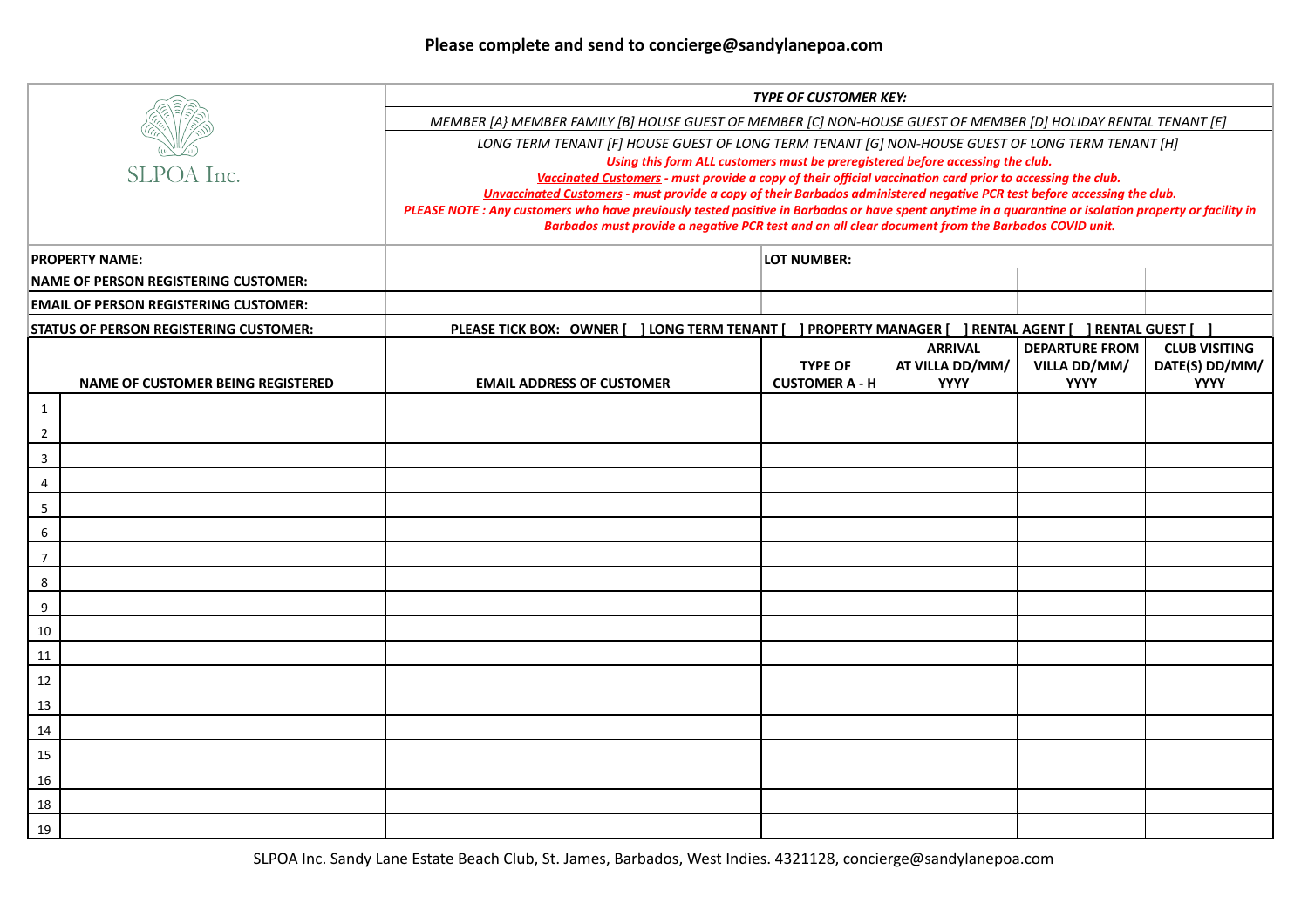**Please complete and send to concierge@sandylanepoa.com**

SLPOA Inc.

***TYPE OF CUSTOMER KEY:***

*MEMBER [A} MEMBER FAMILY [B] HOUSE GUEST OF MEMBER [C] NON-HOUSE GUEST OF MEMBER [D] HOLIDAY RENTAL TENANT [E]*

*LONG TERM TENANT [F] HOUSE GUEST OF LONG TERM TENANT [G] NON-HOUSE GUEST OF LONG TERM TENANT [H]*

***Using this form ALL customers must be preregistered before accessing the club.***

***Vaccinated Customers - must provide a copy of their official vaccination card prior to accessing the club.***

***Unvaccinated Customers - must provide a copy of their Barbados administered negative PCR test before accessing the club.***

***PLEASE NOTE : Any customers who have previously tested positive in Barbados or have spent anytime in a quarantine or isolation property or facility in Barbados must provide a negative PCR test and an all clear document from the Barbados COVID unit.***

| | |
|---|---|
| **PROPERTY NAME:** | **LOT NUMBER:** |
| **NAME OF PERSON REGISTERING CUSTOMER:** | |
| **EMAIL OF PERSON REGISTERING CUSTOMER:** | |
| **STATUS OF PERSON REGISTERING CUSTOMER:** | **PLEASE TICK BOX: OWNER [ ] LONG TERM TENANT [ ] PROPERTY MANAGER [ ] RENTAL AGENT [ ] RENTAL GUEST [ ]** |

| | NAME OF CUSTOMER BEING REGISTERED | EMAIL ADDRESS OF CUSTOMER | TYPE OF CUSTOMER A - H | ARRIVAL AT VILLA DD/MM/ YYYY | DEPARTURE FROM VILLA DD/MM/ YYYY | CLUB VISITING DATE(S) DD/MM/ YYYY |
|---|---|---|---|---|---|---|
| 1 | | | | | | |
| 2 | | | | | | |
| 3 | | | | | | |
| 4 | | | | | | |
| 5 | | | | | | |
| 6 | | | | | | |
| 7 | | | | | | |
| 8 | | | | | | |
| 9 | | | | | | |
| 10 | | | | | | |
| 11 | | | | | | |
| 12 | | | | | | |
| 13 | | | | | | |
| 14 | | | | | | |
| 15 | | | | | | |
| 16 | | | | | | |
| 18 | | | | | | |
| 19 | | | | | | |

SLPOA Inc. Sandy Lane Estate Beach Club, St. James, Barbados, West Indies. 4321128, concierge@sandylanepoa.com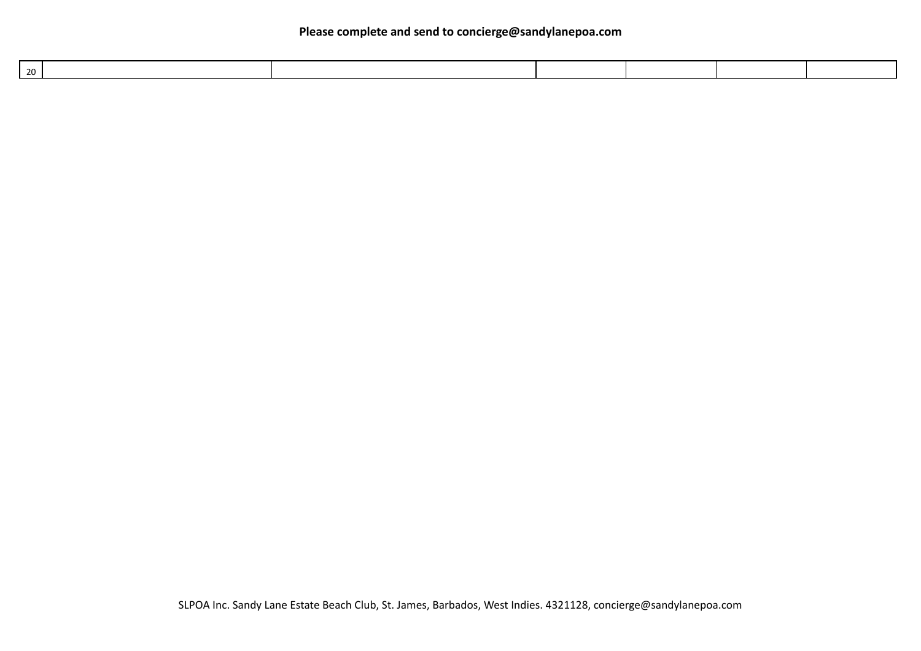**Please complete and send to concierge@sandylanepoa.com**

| | | | | | | |
|---|---|---|---|---|---|---|
| 20 | | | | | | |